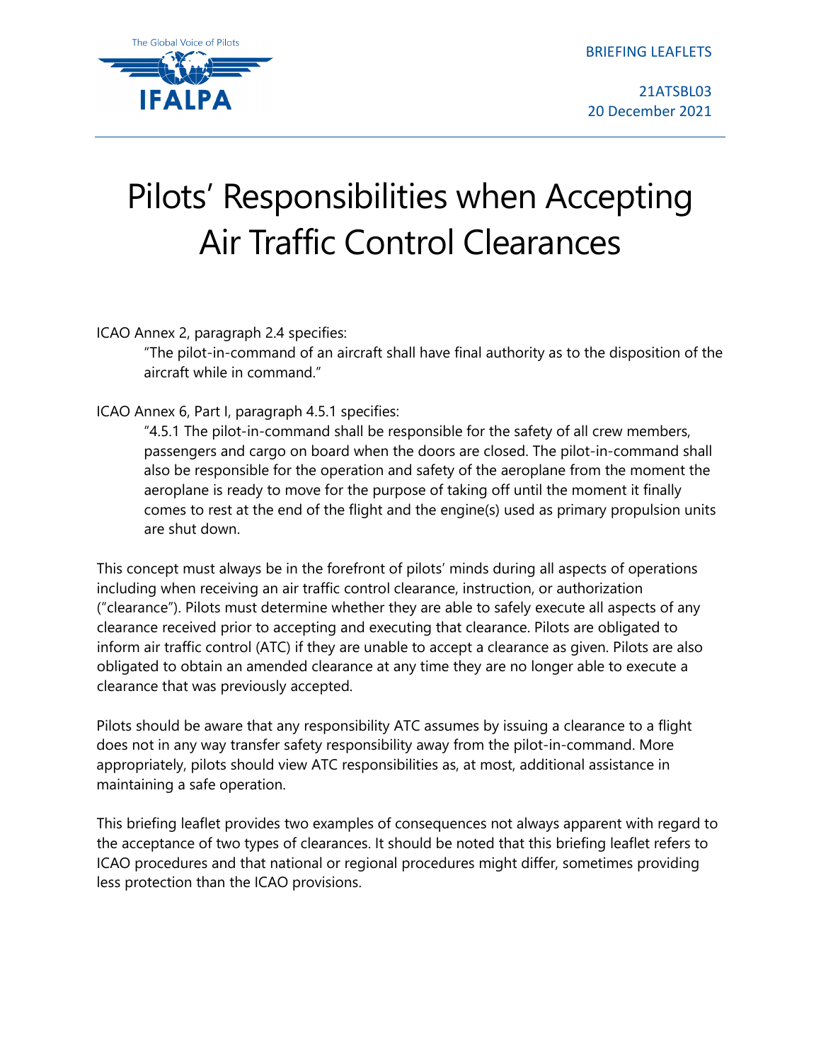BRIEFING LEAFLETS

21ATSBL03
20 December 2021

# Pilots' Responsibilities when Accepting Air Traffic Control Clearances

ICAO Annex 2, paragraph 2.4 specifies:

> "The pilot-in-command of an aircraft shall have final authority as to the disposition of the aircraft while in command."

ICAO Annex 6, Part I, paragraph 4.5.1 specifies:

> "4.5.1 The pilot-in-command shall be responsible for the safety of all crew members, passengers and cargo on board when the doors are closed. The pilot-in-command shall also be responsible for the operation and safety of the aeroplane from the moment the aeroplane is ready to move for the purpose of taking off until the moment it finally comes to rest at the end of the flight and the engine(s) used as primary propulsion units are shut down.

This concept must always be in the forefront of pilots' minds during all aspects of operations including when receiving an air traffic control clearance, instruction, or authorization ("clearance"). Pilots must determine whether they are able to safely execute all aspects of any clearance received prior to accepting and executing that clearance. Pilots are obligated to inform air traffic control (ATC) if they are unable to accept a clearance as given. Pilots are also obligated to obtain an amended clearance at any time they are no longer able to execute a clearance that was previously accepted.

Pilots should be aware that any responsibility ATC assumes by issuing a clearance to a flight does not in any way transfer safety responsibility away from the pilot-in-command. More appropriately, pilots should view ATC responsibilities as, at most, additional assistance in maintaining a safe operation.

This briefing leaflet provides two examples of consequences not always apparent with regard to the acceptance of two types of clearances. It should be noted that this briefing leaflet refers to ICAO procedures and that national or regional procedures might differ, sometimes providing less protection than the ICAO provisions.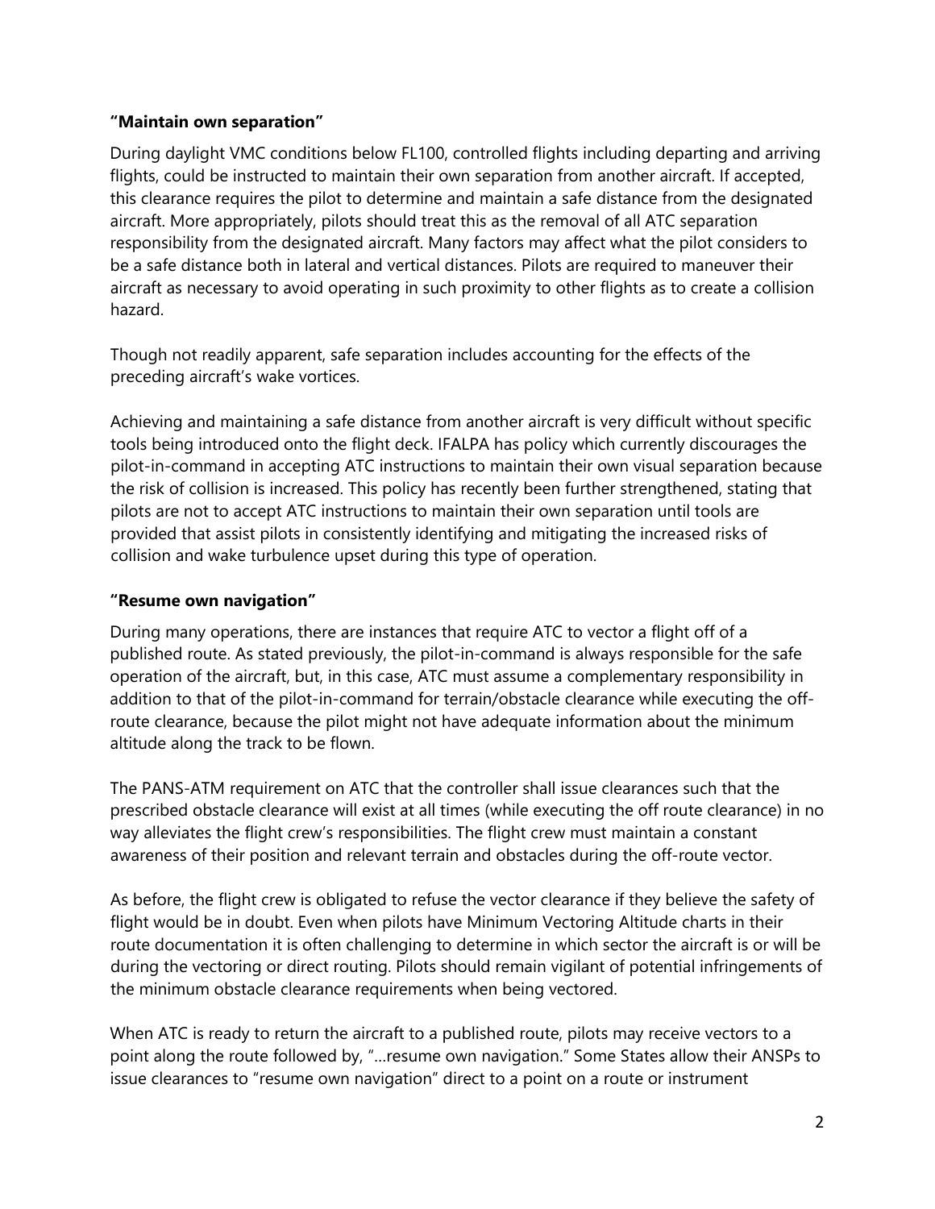**“Maintain own separation”**

During daylight VMC conditions below FL100, controlled flights including departing and arriving flights, could be instructed to maintain their own separation from another aircraft. If accepted, this clearance requires the pilot to determine and maintain a safe distance from the designated aircraft. More appropriately, pilots should treat this as the removal of all ATC separation responsibility from the designated aircraft. Many factors may affect what the pilot considers to be a safe distance both in lateral and vertical distances. Pilots are required to maneuver their aircraft as necessary to avoid operating in such proximity to other flights as to create a collision hazard.

Though not readily apparent, safe separation includes accounting for the effects of the preceding aircraft’s wake vortices.

Achieving and maintaining a safe distance from another aircraft is very difficult without specific tools being introduced onto the flight deck. IFALPA has policy which currently discourages the pilot-in-command in accepting ATC instructions to maintain their own visual separation because the risk of collision is increased. This policy has recently been further strengthened, stating that pilots are not to accept ATC instructions to maintain their own separation until tools are provided that assist pilots in consistently identifying and mitigating the increased risks of collision and wake turbulence upset during this type of operation.

**“Resume own navigation”**

During many operations, there are instances that require ATC to vector a flight off of a published route. As stated previously, the pilot-in-command is always responsible for the safe operation of the aircraft, but, in this case, ATC must assume a complementary responsibility in addition to that of the pilot-in-command for terrain/obstacle clearance while executing the off-route clearance, because the pilot might not have adequate information about the minimum altitude along the track to be flown.

The PANS-ATM requirement on ATC that the controller shall issue clearances such that the prescribed obstacle clearance will exist at all times (while executing the off route clearance) in no way alleviates the flight crew’s responsibilities. The flight crew must maintain a constant awareness of their position and relevant terrain and obstacles during the off-route vector.

As before, the flight crew is obligated to refuse the vector clearance if they believe the safety of flight would be in doubt. Even when pilots have Minimum Vectoring Altitude charts in their route documentation it is often challenging to determine in which sector the aircraft is or will be during the vectoring or direct routing. Pilots should remain vigilant of potential infringements of the minimum obstacle clearance requirements when being vectored.

When ATC is ready to return the aircraft to a published route, pilots may receive vectors to a point along the route followed by, “…resume own navigation.” Some States allow their ANSPs to issue clearances to “resume own navigation” direct to a point on a route or instrument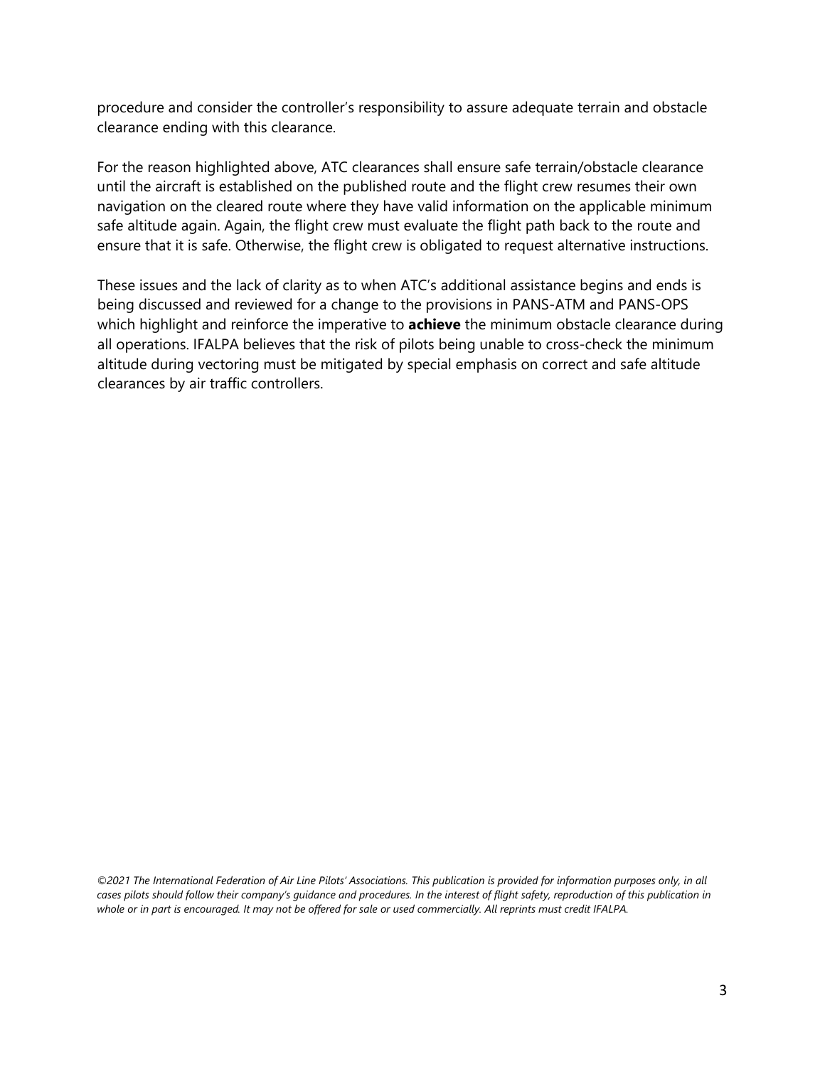procedure and consider the controller's responsibility to assure adequate terrain and obstacle clearance ending with this clearance.

For the reason highlighted above, ATC clearances shall ensure safe terrain/obstacle clearance until the aircraft is established on the published route and the flight crew resumes their own navigation on the cleared route where they have valid information on the applicable minimum safe altitude again. Again, the flight crew must evaluate the flight path back to the route and ensure that it is safe. Otherwise, the flight crew is obligated to request alternative instructions.

These issues and the lack of clarity as to when ATC's additional assistance begins and ends is being discussed and reviewed for a change to the provisions in PANS-ATM and PANS-OPS which highlight and reinforce the imperative to **achieve** the minimum obstacle clearance during all operations. IFALPA believes that the risk of pilots being unable to cross-check the minimum altitude during vectoring must be mitigated by special emphasis on correct and safe altitude clearances by air traffic controllers.

*©2021 The International Federation of Air Line Pilots' Associations. This publication is provided for information purposes only, in all cases pilots should follow their company's guidance and procedures. In the interest of flight safety, reproduction of this publication in whole or in part is encouraged. It may not be offered for sale or used commercially. All reprints must credit IFALPA.*